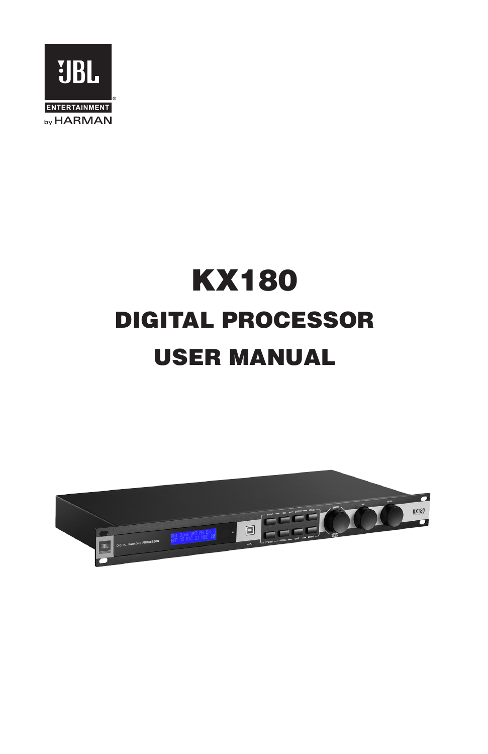JBL

ENTERTAINMENT

by HARMAN

# KX180

## DIGITAL PROCESSOR

## USER MANUAL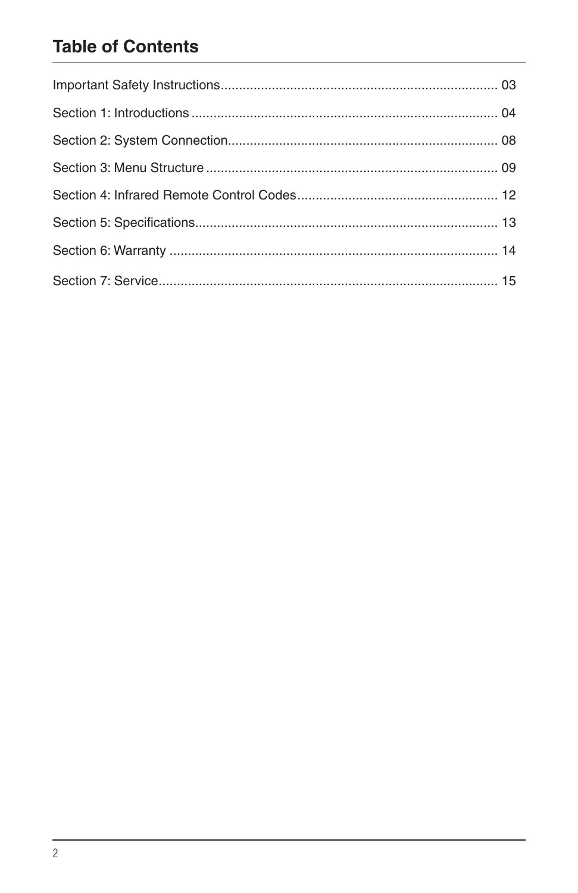# Table of Contents

Important Safety Instructions........................................................................... 03

Section 1: Introductions ................................................................................... 04

Section 2: System Connection......................................................................... 08

Section 3: Menu Structure ............................................................................... 09

Section 4: Infrared Remote Control Codes...................................................... 12

Section 5: Specifications.................................................................................. 13

Section 6: Warranty ......................................................................................... 14

Section 7: Service............................................................................................ 15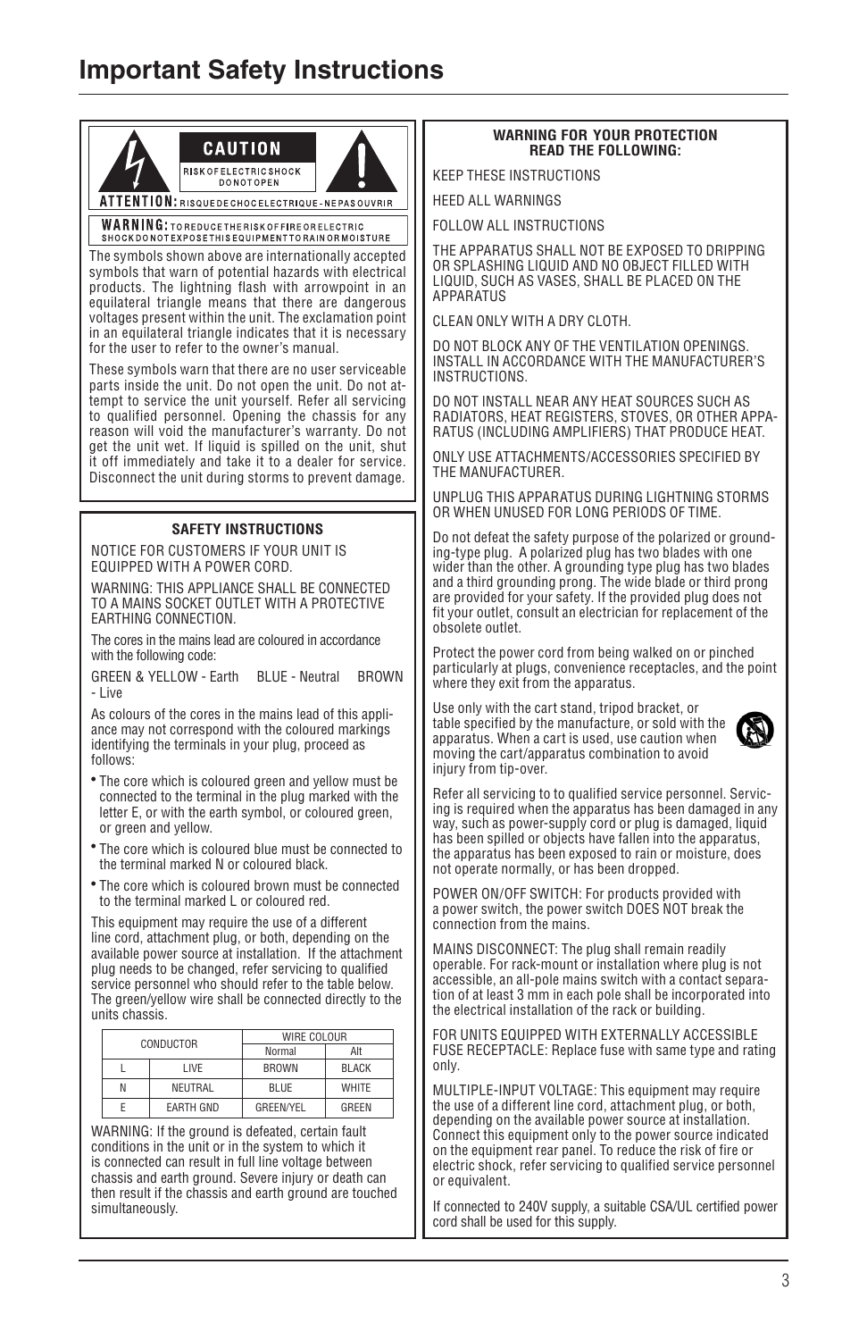# Important Safety Instructions

**CAUTION**

RISK OF ELECTRIC SHOCK
DO NOT OPEN

**ATTENTION:** RISQUE DE CHOC ELECTRIQUE - NE PAS OUVRIR

**WARNING:** TO REDUCE THE RISK OF FIRE OR ELECTRIC SHOCK DO NOT EXPOSE THIS EQUIPMENT TO RAIN OR MOISTURE

The symbols shown above are internationally accepted symbols that warn of potential hazards with electrical products. The lightning flash with arrowpoint in an equilateral triangle means that there are dangerous voltages present within the unit. The exclamation point in an equilateral triangle indicates that it is necessary for the user to refer to the owner's manual.

These symbols warn that there are no user serviceable parts inside the unit. Do not open the unit. Do not attempt to service the unit yourself. Refer all servicing to qualified personnel. Opening the chassis for any reason will void the manufacturer's warranty. Do not get the unit wet. If liquid is spilled on the unit, shut it off immediately and take it to a dealer for service. Disconnect the unit during storms to prevent damage.

### SAFETY INSTRUCTIONS

NOTICE FOR CUSTOMERS IF YOUR UNIT IS EQUIPPED WITH A POWER CORD.

WARNING: THIS APPLIANCE SHALL BE CONNECTED TO A MAINS SOCKET OUTLET WITH A PROTECTIVE EARTHING CONNECTION.

The cores in the mains lead are coloured in accordance with the following code:

GREEN & YELLOW - Earth BLUE - Neutral BROWN - Live

As colours of the cores in the mains lead of this appliance may not correspond with the coloured markings identifying the terminals in your plug, proceed as follows:

- The core which is coloured green and yellow must be connected to the terminal in the plug marked with the letter E, or with the earth symbol, or coloured green, or green and yellow.
- The core which is coloured blue must be connected to the terminal marked N or coloured black.
- The core which is coloured brown must be connected to the terminal marked L or coloured red.

This equipment may require the use of a different line cord, attachment plug, or both, depending on the available power source at installation. If the attachment plug needs to be changed, refer servicing to qualified service personnel who should refer to the table below. The green/yellow wire shall be connected directly to the units chassis.

| CONDUCTOR | | WIRE COLOUR | |
|---|---|---|---|
| | | Normal | Alt |
| L | LIVE | BROWN | BLACK |
| N | NEUTRAL | BLUE | WHITE |
| E | EARTH GND | GREEN/YEL | GREEN |

WARNING: If the ground is defeated, certain fault conditions in the unit or in the system to which it is connected can result in full line voltage between chassis and earth ground. Severe injury or death can then result if the chassis and earth ground are touched simultaneously.

### WARNING FOR YOUR PROTECTION READ THE FOLLOWING:

KEEP THESE INSTRUCTIONS

HEED ALL WARNINGS

FOLLOW ALL INSTRUCTIONS

THE APPARATUS SHALL NOT BE EXPOSED TO DRIPPING OR SPLASHING LIQUID AND NO OBJECT FILLED WITH LIQUID, SUCH AS VASES, SHALL BE PLACED ON THE APPARATUS

CLEAN ONLY WITH A DRY CLOTH.

DO NOT BLOCK ANY OF THE VENTILATION OPENINGS. INSTALL IN ACCORDANCE WITH THE MANUFACTURER'S INSTRUCTIONS.

DO NOT INSTALL NEAR ANY HEAT SOURCES SUCH AS RADIATORS, HEAT REGISTERS, STOVES, OR OTHER APPARATUS (INCLUDING AMPLIFIERS) THAT PRODUCE HEAT.

ONLY USE ATTACHMENTS/ACCESSORIES SPECIFIED BY THE MANUFACTURER.

UNPLUG THIS APPARATUS DURING LIGHTNING STORMS OR WHEN UNUSED FOR LONG PERIODS OF TIME.

Do not defeat the safety purpose of the polarized or grounding-type plug. A polarized plug has two blades with one wider than the other. A grounding type plug has two blades and a third grounding prong. The wide blade or third prong are provided for your safety. If the provided plug does not fit your outlet, consult an electrician for replacement of the obsolete outlet.

Protect the power cord from being walked on or pinched particularly at plugs, convenience receptacles, and the point where they exit from the apparatus.

Use only with the cart stand, tripod bracket, or table specified by the manufacture, or sold with the apparatus. When a cart is used, use caution when moving the cart/apparatus combination to avoid injury from tip-over.

Refer all servicing to to qualified service personnel. Servicing is required when the apparatus has been damaged in any way, such as power-supply cord or plug is damaged, liquid has been spilled or objects have fallen into the apparatus, the apparatus has been exposed to rain or moisture, does not operate normally, or has been dropped.

POWER ON/OFF SWITCH: For products provided with a power switch, the power switch DOES NOT break the connection from the mains.

MAINS DISCONNECT: The plug shall remain readily operable. For rack-mount or installation where plug is not accessible, an all-pole mains switch with a contact separation of at least 3 mm in each pole shall be incorporated into the electrical installation of the rack or building.

FOR UNITS EQUIPPED WITH EXTERNALLY ACCESSIBLE FUSE RECEPTACLE: Replace fuse with same type and rating only.

MULTIPLE-INPUT VOLTAGE: This equipment may require the use of a different line cord, attachment plug, or both, depending on the available power source at installation. Connect this equipment only to the power source indicated on the equipment rear panel. To reduce the risk of fire or electric shock, refer servicing to qualified service personnel or equivalent.

If connected to 240V supply, a suitable CSA/UL certified power cord shall be used for this supply.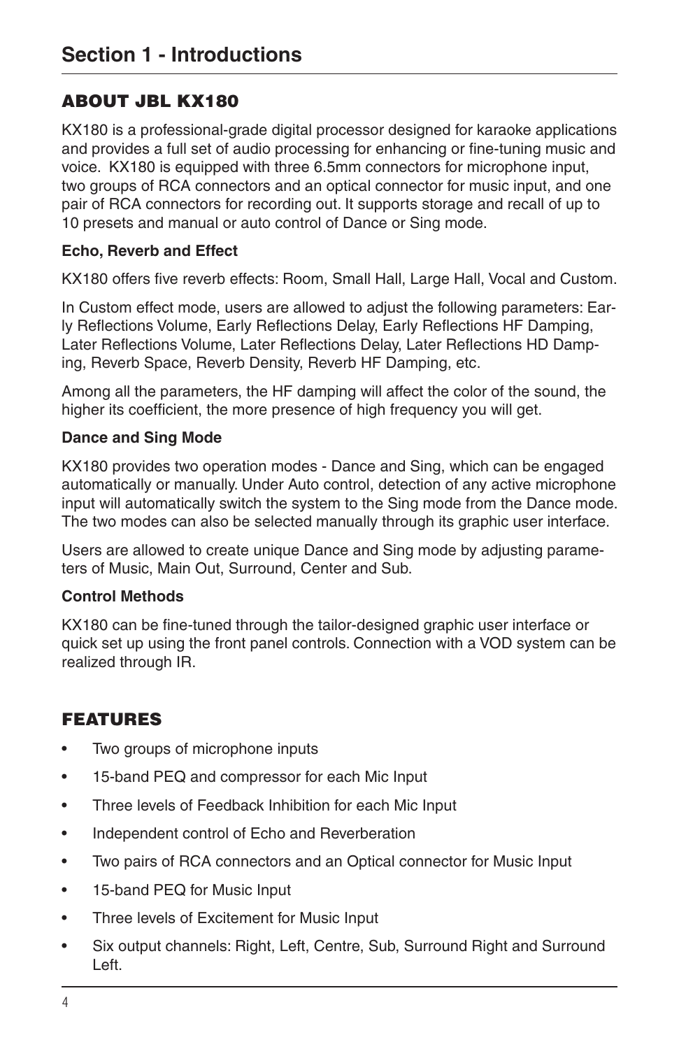# Section 1 - Introductions

## ABOUT JBL KX180

KX180 is a professional-grade digital processor designed for karaoke applications and provides a full set of audio processing for enhancing or fine-tuning music and voice. KX180 is equipped with three 6.5mm connectors for microphone input, two groups of RCA connectors and an optical connector for music input, and one pair of RCA connectors for recording out. It supports storage and recall of up to 10 presets and manual or auto control of Dance or Sing mode.

### Echo, Reverb and Effect

KX180 offers five reverb effects: Room, Small Hall, Large Hall, Vocal and Custom.

In Custom effect mode, users are allowed to adjust the following parameters: Early Reflections Volume, Early Reflections Delay, Early Reflections HF Damping, Later Reflections Volume, Later Reflections Delay, Later Reflections HD Damping, Reverb Space, Reverb Density, Reverb HF Damping, etc.

Among all the parameters, the HF damping will affect the color of the sound, the higher its coefficient, the more presence of high frequency you will get.

### Dance and Sing Mode

KX180 provides two operation modes - Dance and Sing, which can be engaged automatically or manually. Under Auto control, detection of any active microphone input will automatically switch the system to the Sing mode from the Dance mode. The two modes can also be selected manually through its graphic user interface.

Users are allowed to create unique Dance and Sing mode by adjusting parameters of Music, Main Out, Surround, Center and Sub.

### Control Methods

KX180 can be fine-tuned through the tailor-designed graphic user interface or quick set up using the front panel controls. Connection with a VOD system can be realized through IR.

## FEATURES

- Two groups of microphone inputs
- 15-band PEQ and compressor for each Mic Input
- Three levels of Feedback Inhibition for each Mic Input
- Independent control of Echo and Reverberation
- Two pairs of RCA connectors and an Optical connector for Music Input
- 15-band PEQ for Music Input
- Three levels of Excitement for Music Input
- Six output channels: Right, Left, Centre, Sub, Surround Right and Surround Left.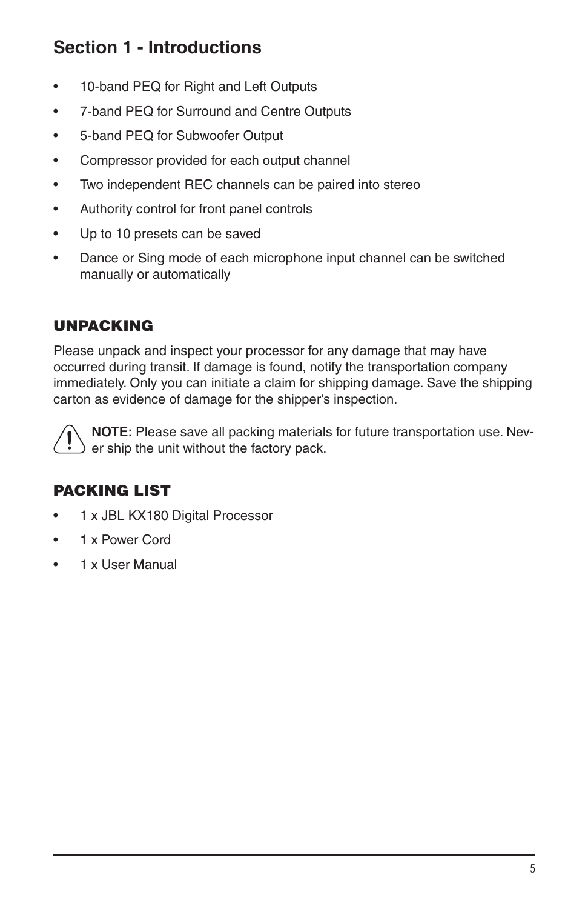# Section 1 - Introductions

- 10-band PEQ for Right and Left Outputs
- 7-band PEQ for Surround and Centre Outputs
- 5-band PEQ for Subwoofer Output
- Compressor provided for each output channel
- Two independent REC channels can be paired into stereo
- Authority control for front panel controls
- Up to 10 presets can be saved
- Dance or Sing mode of each microphone input channel can be switched manually or automatically

## UNPACKING

Please unpack and inspect your processor for any damage that may have occurred during transit. If damage is found, notify the transportation company immediately. Only you can initiate a claim for shipping damage. Save the shipping carton as evidence of damage for the shipper's inspection.

**NOTE:** Please save all packing materials for future transportation use. Never ship the unit without the factory pack.

## PACKING LIST

- 1 x JBL KX180 Digital Processor
- 1 x Power Cord
- 1 x User Manual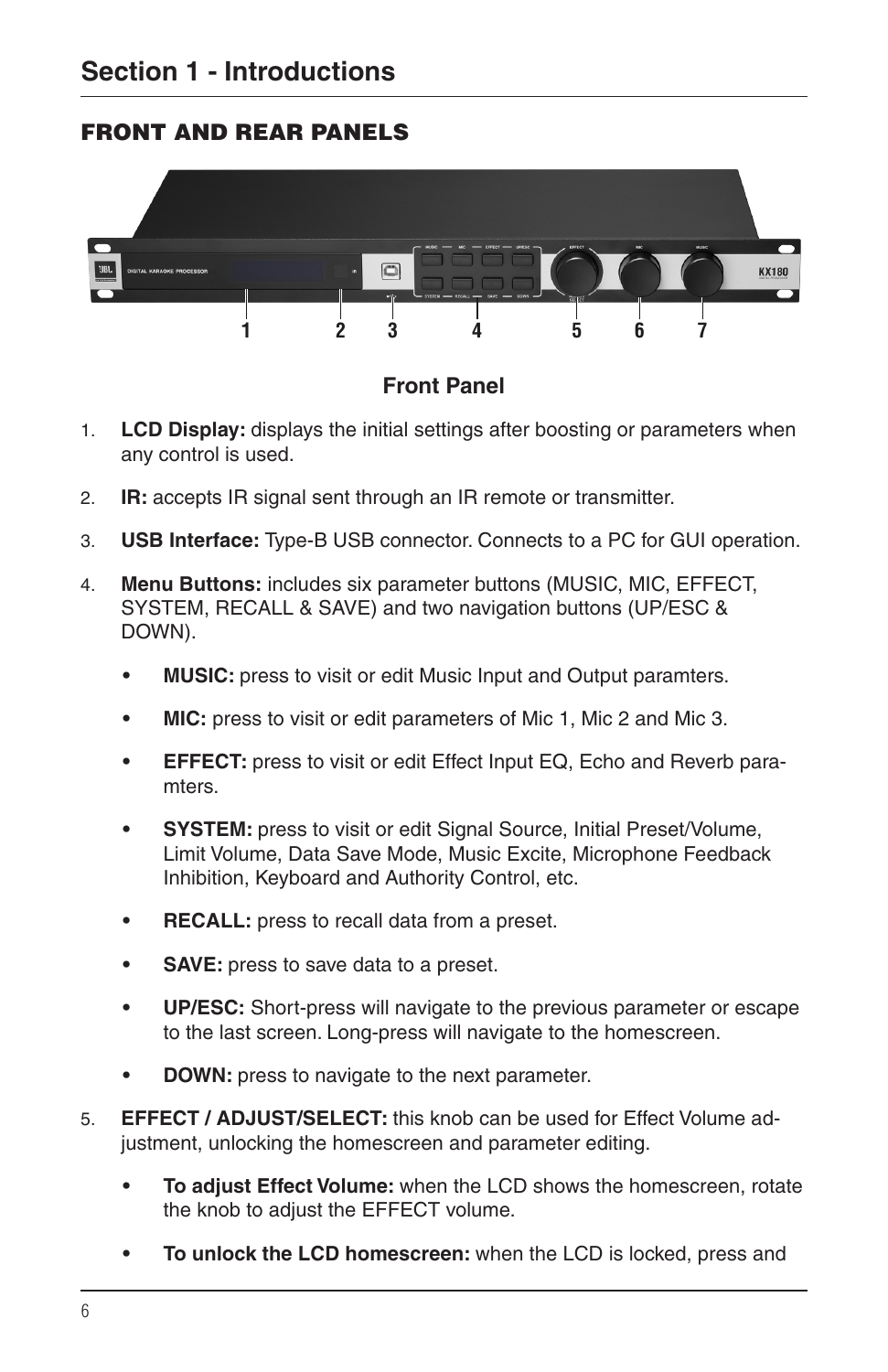# Section 1 - Introductions

## FRONT AND REAR PANELS

1 2 3 4 5 6 7

**Front Panel**

1. **LCD Display:** displays the initial settings after boosting or parameters when any control is used.

2. **IR:** accepts IR signal sent through an IR remote or transmitter.

3. **USB Interface:** Type-B USB connector. Connects to a PC for GUI operation.

4. **Menu Buttons:** includes six parameter buttons (MUSIC, MIC, EFFECT, SYSTEM, RECALL & SAVE) and two navigation buttons (UP/ESC & DOWN).

   - **MUSIC:** press to visit or edit Music Input and Output paramters.
   - **MIC:** press to visit or edit parameters of Mic 1, Mic 2 and Mic 3.
   - **EFFECT:** press to visit or edit Effect Input EQ, Echo and Reverb para-mters.
   - **SYSTEM:** press to visit or edit Signal Source, Initial Preset/Volume, Limit Volume, Data Save Mode, Music Excite, Microphone Feedback Inhibition, Keyboard and Authority Control, etc.
   - **RECALL:** press to recall data from a preset.
   - **SAVE:** press to save data to a preset.
   - **UP/ESC:** Short-press will navigate to the previous parameter or escape to the last screen. Long-press will navigate to the homescreen.
   - **DOWN:** press to navigate to the next parameter.

5. **EFFECT / ADJUST/SELECT:** this knob can be used for Effect Volume ad-justment, unlocking the homescreen and parameter editing.

   - **To adjust Effect Volume:** when the LCD shows the homescreen, rotate the knob to adjust the EFFECT volume.
   - **To unlock the LCD homescreen:** when the LCD is locked, press and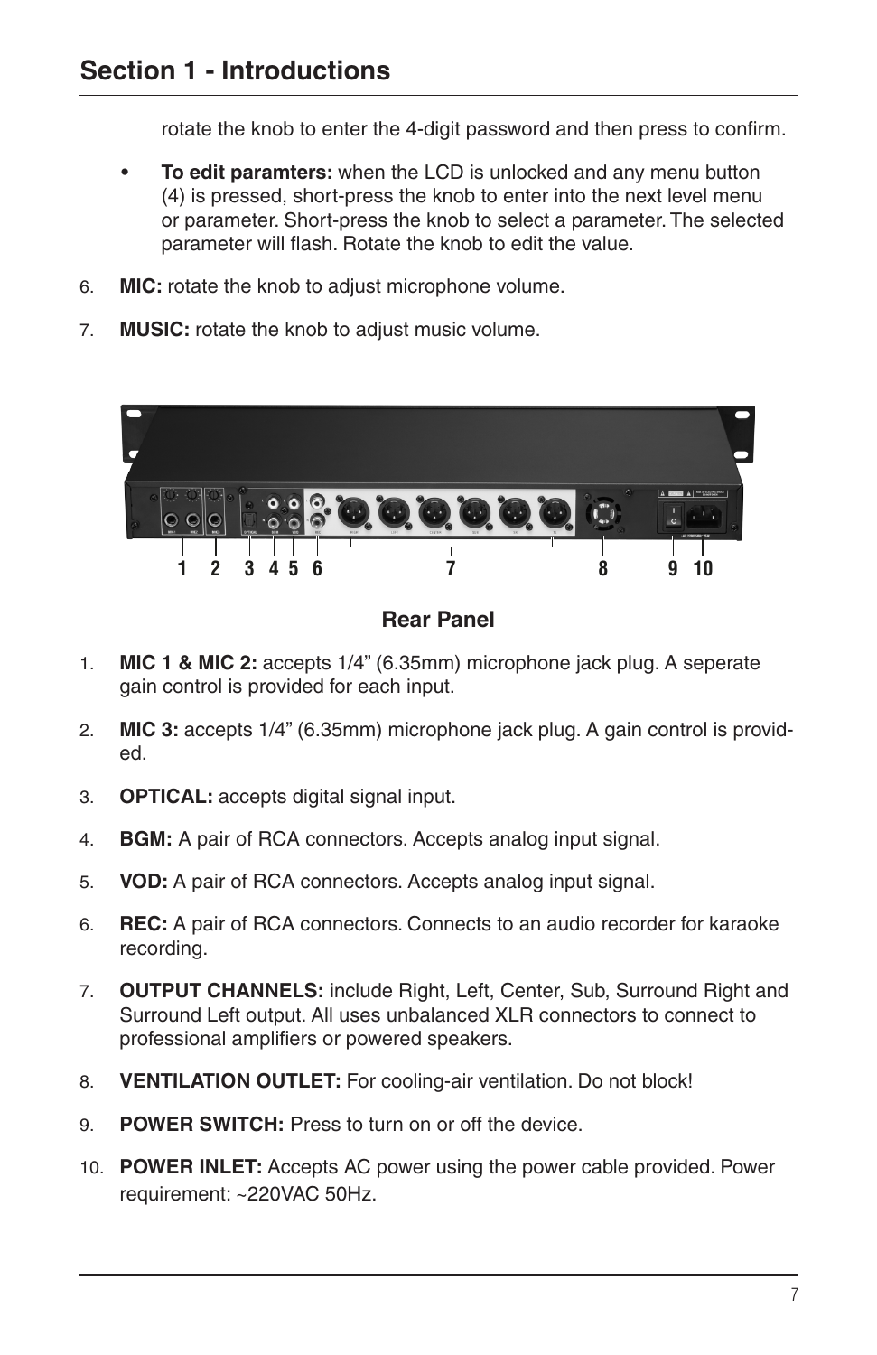## Section 1 - Introductions

rotate the knob to enter the 4-digit password and then press to confirm.

- **To edit paramters:** when the LCD is unlocked and any menu button (4) is pressed, short-press the knob to enter into the next level menu or parameter. Short-press the knob to select a parameter. The selected parameter will flash. Rotate the knob to edit the value.

6. **MIC:** rotate the knob to adjust microphone volume.
7. **MUSIC:** rotate the knob to adjust music volume.

1 2 3 4 5 6 7 8 9 10

**Rear Panel**

1. **MIC 1 & MIC 2:** accepts 1/4" (6.35mm) microphone jack plug. A seperate gain control is provided for each input.
2. **MIC 3:** accepts 1/4" (6.35mm) microphone jack plug. A gain control is provided.
3. **OPTICAL:** accepts digital signal input.
4. **BGM:** A pair of RCA connectors. Accepts analog input signal.
5. **VOD:** A pair of RCA connectors. Accepts analog input signal.
6. **REC:** A pair of RCA connectors. Connects to an audio recorder for karaoke recording.
7. **OUTPUT CHANNELS:** include Right, Left, Center, Sub, Surround Right and Surround Left output. All uses unbalanced XLR connectors to connect to professional amplifiers or powered speakers.
8. **VENTILATION OUTLET:** For cooling-air ventilation. Do not block!
9. **POWER SWITCH:** Press to turn on or off the device.
10. **POWER INLET:** Accepts AC power using the power cable provided. Power requirement: ~220VAC 50Hz.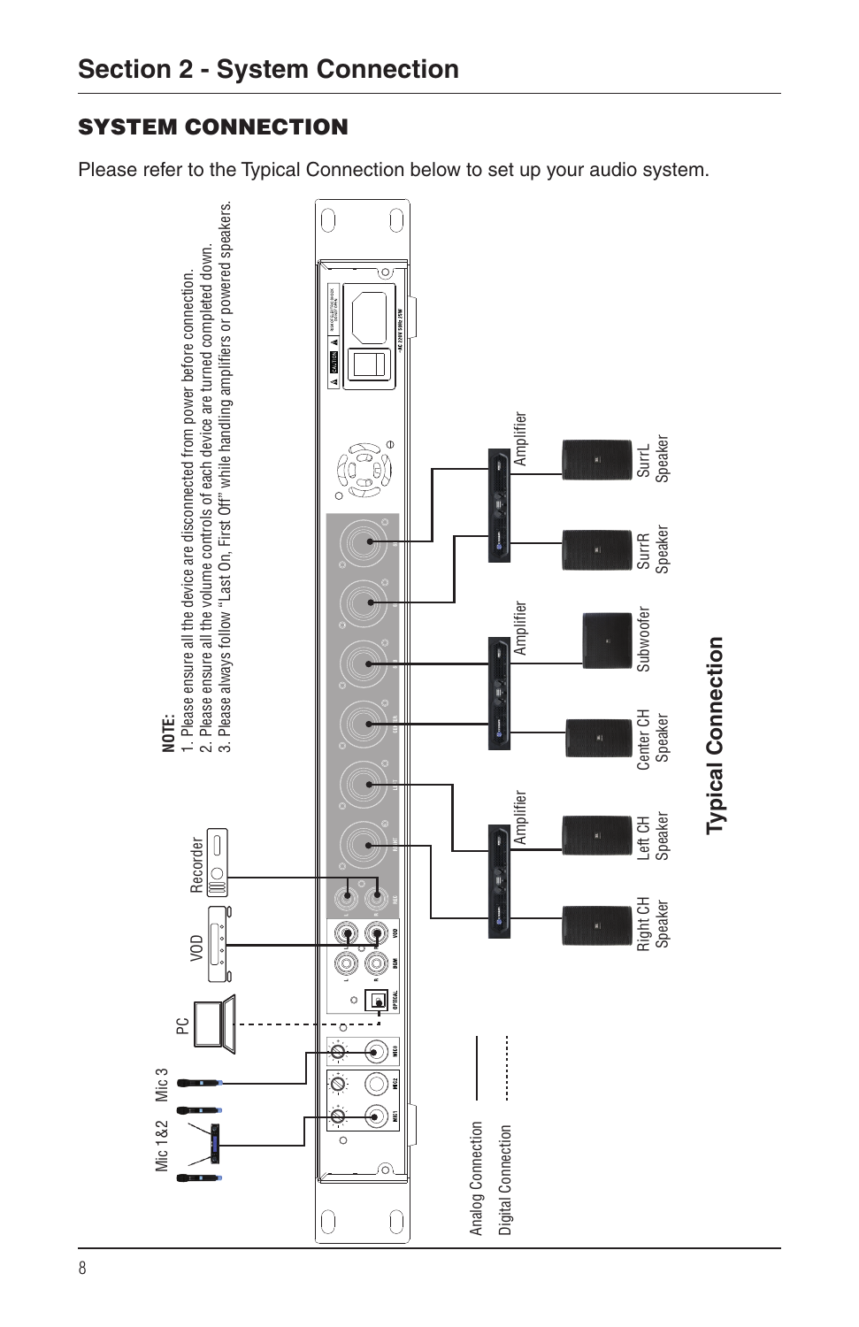# Section 2 - System Connection

## SYSTEM CONNECTION

Please refer to the Typical Connection below to set up your audio system.

**NOTE:**

1. Please ensure all the device are disconnected from power before connection.
2. Please ensure all the volume controls of each device are turned completed down.
3. Please always follow "Last On, First Off" while handling amplifiers or powered speakers.

Mic 1&2 | Mic 3 | PC | VOD | Recorder

Amplifier | Amplifier | Amplifier

Right CH Speaker | Left CH Speaker | Center CH Speaker | Subwoofer | SurrR Speaker | SurrL Speaker

Analog Connection

Digital Connection

**Typical Connection**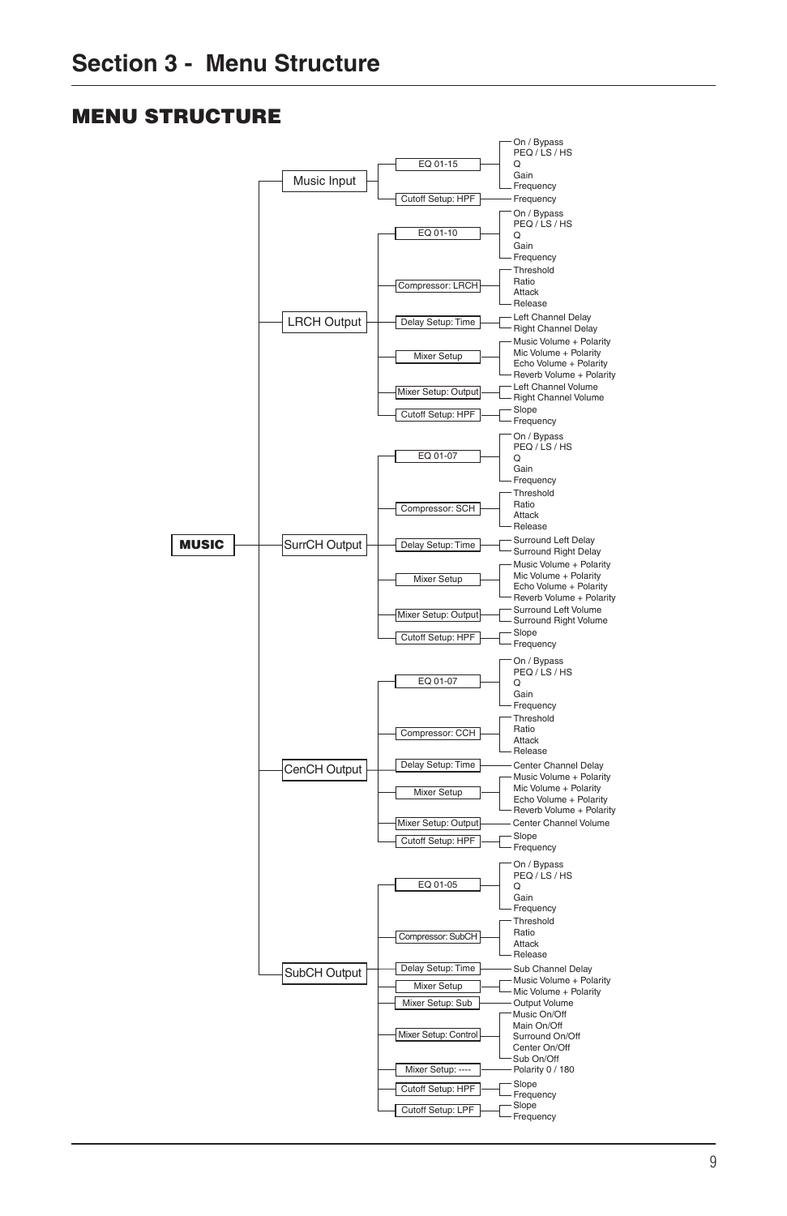# Section 3 - Menu Structure

## MENU STRUCTURE

- **MUSIC**
  - Music Input
    - EQ 01-15
      - On / Bypass
      - PEQ / LS / HS
      - Q
      - Gain
      - Frequency
    - Cutoff Setup: HPF
      - Frequency
  - LRCH Output
    - EQ 01-10
      - On / Bypass
      - PEQ / LS / HS
      - Q
      - Gain
      - Frequency
    - Compressor: LRCH
      - Threshold
      - Ratio
      - Attack
      - Release
    - Delay Setup: Time
      - Left Channel Delay
      - Right Channel Delay
    - Mixer Setup
      - Music Volume + Polarity
      - Mic Volume + Polarity
      - Echo Volume + Polarity
      - Reverb Volume + Polarity
    - Mixer Setup: Output
      - Left Channel Volume
      - Right Channel Volume
    - Cutoff Setup: HPF
      - Slope
      - Frequency
  - SurrCH Output
    - EQ 01-07
      - On / Bypass
      - PEQ / LS / HS
      - Q
      - Gain
      - Frequency
    - Compressor: SCH
      - Threshold
      - Ratio
      - Attack
      - Release
    - Delay Setup: Time
      - Surround Left Delay
      - Surround Right Delay
    - Mixer Setup
      - Music Volume + Polarity
      - Mic Volume + Polarity
      - Echo Volume + Polarity
      - Reverb Volume + Polarity
    - Mixer Setup: Output
      - Surround Left Volume
      - Surround Right Volume
    - Cutoff Setup: HPF
      - Slope
      - Frequency
  - CenCH Output
    - EQ 01-07
      - On / Bypass
      - PEQ / LS / HS
      - Q
      - Gain
      - Frequency
    - Compressor: CCH
      - Threshold
      - Ratio
      - Attack
      - Release
    - Delay Setup: Time
      - Center Channel Delay
    - Mixer Setup
      - Music Volume + Polarity
      - Mic Volume + Polarity
      - Echo Volume + Polarity
      - Reverb Volume + Polarity
    - Mixer Setup: Output
      - Center Channel Volume
    - Cutoff Setup: HPF
      - Slope
      - Frequency
  - SubCH Output
    - EQ 01-05
      - On / Bypass
      - PEQ / LS / HS
      - Q
      - Gain
      - Frequency
    - Compressor: SubCH
      - Threshold
      - Ratio
      - Attack
      - Release
    - Delay Setup: Time
      - Sub Channel Delay
    - Mixer Setup
      - Music Volume + Polarity
      - Mic Volume + Polarity
    - Mixer Setup: Sub
      - Output Volume
    - Mixer Setup: Control
      - Music On/Off
      - Main On/Off
      - Surround On/Off
      - Center On/Off
      - Sub On/Off
    - Mixer Setup: ----
      - Polarity 0 / 180
    - Cutoff Setup: HPF
      - Slope
      - Frequency
    - Cutoff Setup: LPF
      - Slope
      - Frequency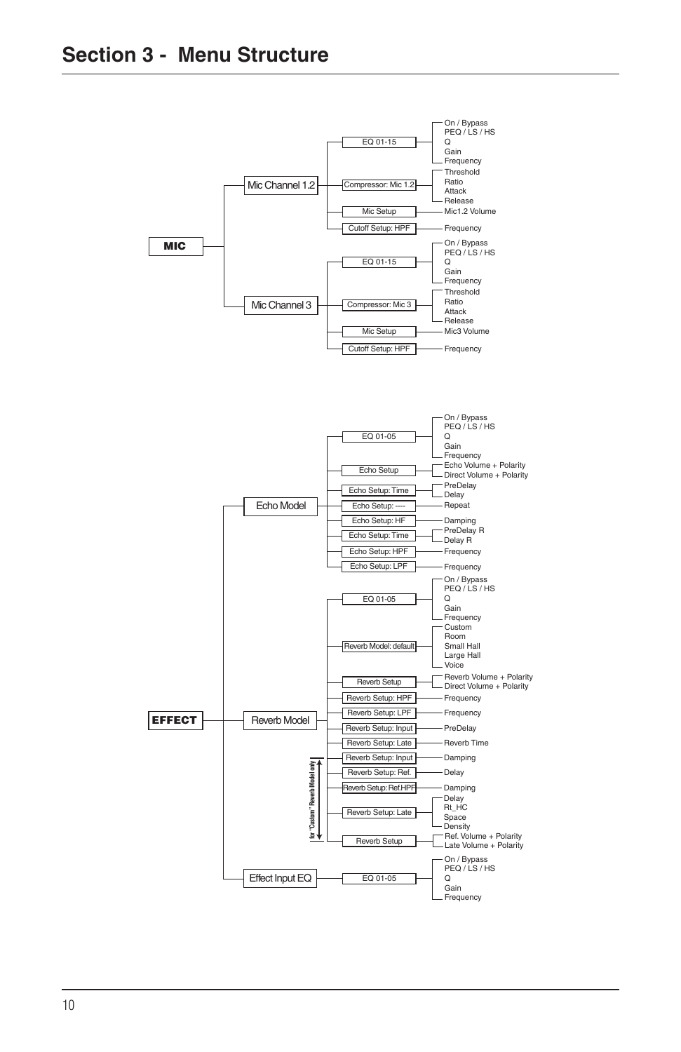# Section 3 - Menu Structure

- **MIC**
  - Mic Channel 1.2
    - EQ 01-15
      - On / Bypass
      - PEQ / LS / HS
      - Q
      - Gain
      - Frequency
    - Compressor: Mic 1.2
      - Threshold
      - Ratio
      - Attack
      - Release
    - Mic Setup
      - Mic1.2 Volume
    - Cutoff Setup: HPF
      - Frequency
  - Mic Channel 3
    - EQ 01-15
      - On / Bypass
      - PEQ / LS / HS
      - Q
      - Gain
      - Frequency
    - Compressor: Mic 3
      - Threshold
      - Ratio
      - Attack
      - Release
    - Mic Setup
      - Mic3 Volume
    - Cutoff Setup: HPF
      - Frequency

- **EFFECT**
  - Echo Model
    - EQ 01-05
      - On / Bypass
      - PEQ / LS / HS
      - Q
      - Gain
      - Frequency
    - Echo Setup
      - Echo Volume + Polarity
      - Direct Volume + Polarity
    - Echo Setup: Time
      - PreDelay
      - Delay
    - Echo Setup: ----
      - Repeat
    - Echo Setup: HF
      - Damping
    - Echo Setup: Time
      - PreDelay R
      - Delay R
    - Echo Setup: HPF
      - Frequency
    - Echo Setup: LPF
      - Frequency
  - Reverb Model
    - EQ 01-05
      - On / Bypass
      - PEQ / LS / HS
      - Q
      - Gain
      - Frequency
    - Reverb Model: default
      - Custom
      - Room
      - Small Hall
      - Large Hall
      - Voice
    - Reverb Setup
      - Reverb Volume + Polarity
      - Direct Volume + Polarity
    - Reverb Setup: HPF
      - Frequency
    - Reverb Setup: LPF
      - Frequency
    - Reverb Setup: Input
      - PreDelay
    - Reverb Setup: Late
      - Reverb Time
    - for "Custom" Reverb Model only:
      - Reverb Setup: Input
        - Damping
      - Reverb Setup: Ref.
        - Delay
      - Reverb Setup: Ref.HPF
        - Damping
      - Reverb Setup: Late
        - Delay
        - Rt_HC
        - Space
        - Density
      - Reverb Setup
        - Ref. Volume + Polarity
        - Late Volume + Polarity
  - Effect Input EQ
    - EQ 01-05
      - On / Bypass
      - PEQ / LS / HS
      - Q
      - Gain
      - Frequency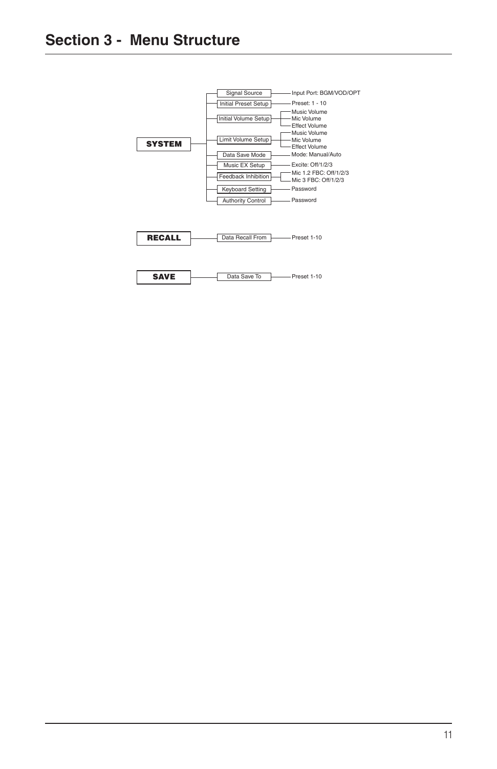# Section 3 - Menu Structure

- **SYSTEM**
  - Signal Source
    - Input Port: BGM/VOD/OPT
  - Initial Preset Setup
    - Preset: 1 - 10
  - Initial Volume Setup
    - Music Volume
    - Mic Volume
    - Effect Volume
  - Limit Volume Setup
    - Music Volume
    - Mic Volume
    - Effect Volume
  - Data Save Mode
    - Mode: Manual/Auto
  - Music EX Setup
    - Excite: Off/1/2/3
  - Feedback Inhibition
    - Mic 1.2 FBC: Off/1/2/3
    - Mic 3 FBC: Off/1/2/3
  - Keyboard Setting
    - Password
  - Authority Control
    - Password

- **RECALL**
  - Data Recall From
    - Preset 1-10

- **SAVE**
  - Data Save To
    - Preset 1-10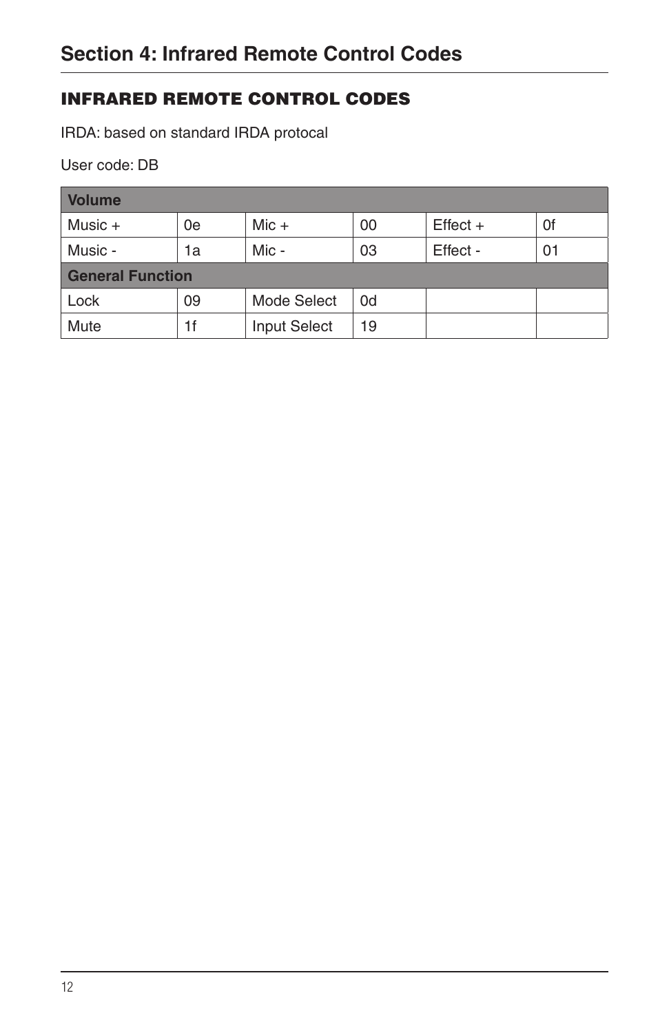# Section 4: Infrared Remote Control Codes

## INFRARED REMOTE CONTROL CODES

IRDA: based on standard IRDA protocal

User code: DB

| Volume | | | | | |
|---|---|---|---|---|---|
| Music + | 0e | Mic + | 00 | Effect + | 0f |
| Music - | 1a | Mic - | 03 | Effect - | 01 |
| **General Function** | | | | | |
| Lock | 09 | Mode Select | 0d | | |
| Mute | 1f | Input Select | 19 | | |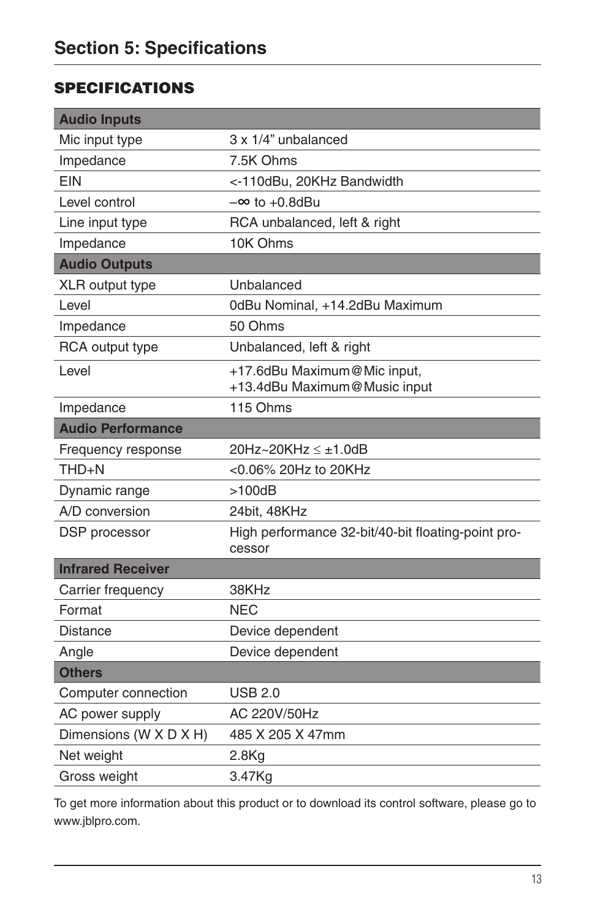# Section 5: Specifications

## SPECIFICATIONS

| **Audio Inputs** | |
|---|---|
| Mic input type | 3 x 1/4” unbalanced |
| Impedance | 7.5K Ohms |
| EIN | <-110dBu, 20KHz Bandwidth |
| Level control | –∞ to +0.8dBu |
| Line input type | RCA unbalanced, left & right |
| Impedance | 10K Ohms |
| **Audio Outputs** | |
| XLR output type | Unbalanced |
| Level | 0dBu Nominal, +14.2dBu Maximum |
| Impedance | 50 Ohms |
| RCA output type | Unbalanced, left & right |
| Level | +17.6dBu Maximum@Mic input, +13.4dBu Maximum@Music input |
| Impedance | 115 Ohms |
| **Audio Performance** | |
| Frequency response | 20Hz~20KHz ≤ ±1.0dB |
| THD+N | <0.06% 20Hz to 20KHz |
| Dynamic range | >100dB |
| A/D conversion | 24bit, 48KHz |
| DSP processor | High performance 32-bit/40-bit floating-point processor |
| **Infrared Receiver** | |
| Carrier frequency | 38KHz |
| Format | NEC |
| Distance | Device dependent |
| Angle | Device dependent |
| **Others** | |
| Computer connection | USB 2.0 |
| AC power supply | AC 220V/50Hz |
| Dimensions (W X D X H) | 485 X 205 X 47mm |
| Net weight | 2.8Kg |
| Gross weight | 3.47Kg |

To get more information about this product or to download its control software, please go to www.jblpro.com.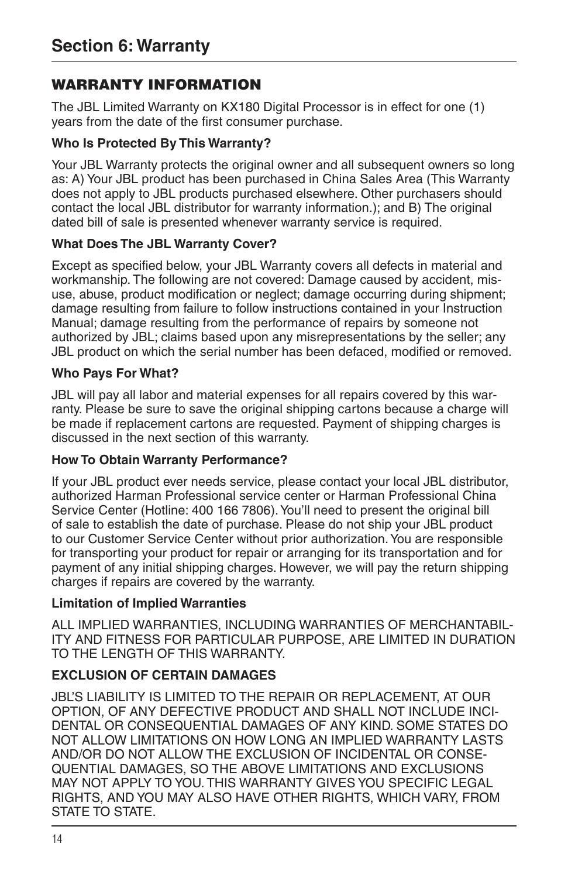# Section 6: Warranty

## WARRANTY INFORMATION

The JBL Limited Warranty on KX180 Digital Processor is in effect for one (1) years from the date of the first consumer purchase.

### Who Is Protected By This Warranty?

Your JBL Warranty protects the original owner and all subsequent owners so long as: A) Your JBL product has been purchased in China Sales Area (This Warranty does not apply to JBL products purchased elsewhere. Other purchasers should contact the local JBL distributor for warranty information.); and B) The original dated bill of sale is presented whenever warranty service is required.

### What Does The JBL Warranty Cover?

Except as specified below, your JBL Warranty covers all defects in material and workmanship. The following are not covered: Damage caused by accident, misuse, abuse, product modification or neglect; damage occurring during shipment; damage resulting from failure to follow instructions contained in your Instruction Manual; damage resulting from the performance of repairs by someone not authorized by JBL; claims based upon any misrepresentations by the seller; any JBL product on which the serial number has been defaced, modified or removed.

### Who Pays For What?

JBL will pay all labor and material expenses for all repairs covered by this warranty. Please be sure to save the original shipping cartons because a charge will be made if replacement cartons are requested. Payment of shipping charges is discussed in the next section of this warranty.

### How To Obtain Warranty Performance?

If your JBL product ever needs service, please contact your local JBL distributor, authorized Harman Professional service center or Harman Professional China Service Center (Hotline: 400 166 7806). You'll need to present the original bill of sale to establish the date of purchase. Please do not ship your JBL product to our Customer Service Center without prior authorization. You are responsible for transporting your product for repair or arranging for its transportation and for payment of any initial shipping charges. However, we will pay the return shipping charges if repairs are covered by the warranty.

### Limitation of Implied Warranties

ALL IMPLIED WARRANTIES, INCLUDING WARRANTIES OF MERCHANTABILITY AND FITNESS FOR PARTICULAR PURPOSE, ARE LIMITED IN DURATION TO THE LENGTH OF THIS WARRANTY.

### EXCLUSION OF CERTAIN DAMAGES

JBL'S LIABILITY IS LIMITED TO THE REPAIR OR REPLACEMENT, AT OUR OPTION, OF ANY DEFECTIVE PRODUCT AND SHALL NOT INCLUDE INCIDENTAL OR CONSEQUENTIAL DAMAGES OF ANY KIND. SOME STATES DO NOT ALLOW LIMITATIONS ON HOW LONG AN IMPLIED WARRANTY LASTS AND/OR DO NOT ALLOW THE EXCLUSION OF INCIDENTAL OR CONSEQUENTIAL DAMAGES, SO THE ABOVE LIMITATIONS AND EXCLUSIONS MAY NOT APPLY TO YOU. THIS WARRANTY GIVES YOU SPECIFIC LEGAL RIGHTS, AND YOU MAY ALSO HAVE OTHER RIGHTS, WHICH VARY, FROM STATE TO STATE.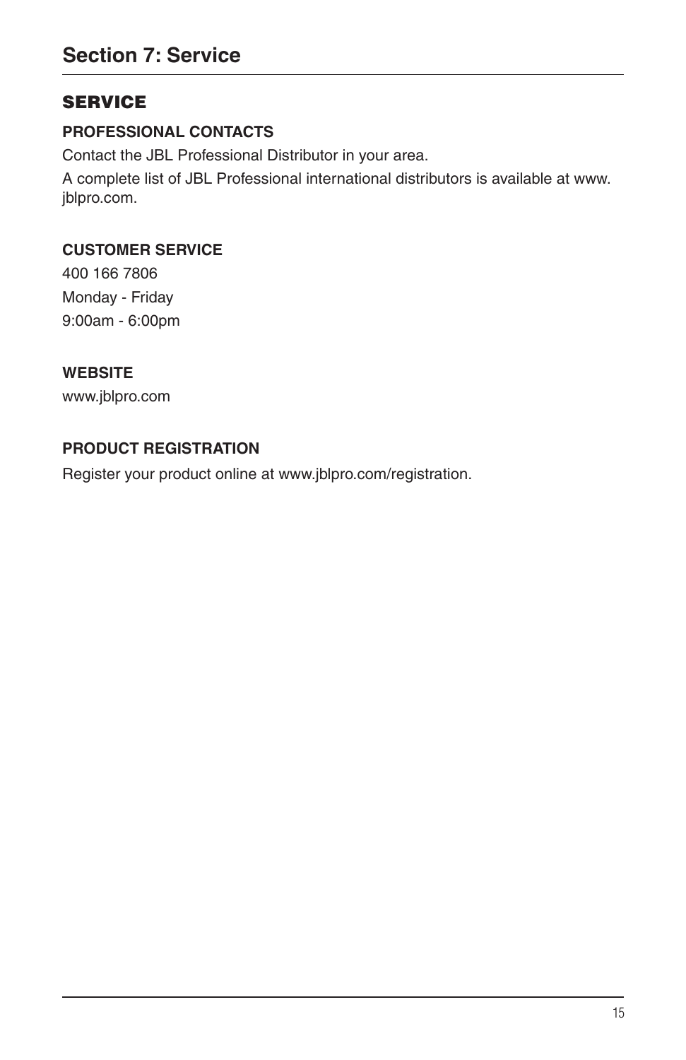# Section 7: Service

## SERVICE

### PROFESSIONAL CONTACTS

Contact the JBL Professional Distributor in your area.

A complete list of JBL Professional international distributors is available at www.jblpro.com.

### CUSTOMER SERVICE

400 166 7806

Monday - Friday

9:00am - 6:00pm

### WEBSITE

www.jblpro.com

### PRODUCT REGISTRATION

Register your product online at www.jblpro.com/registration.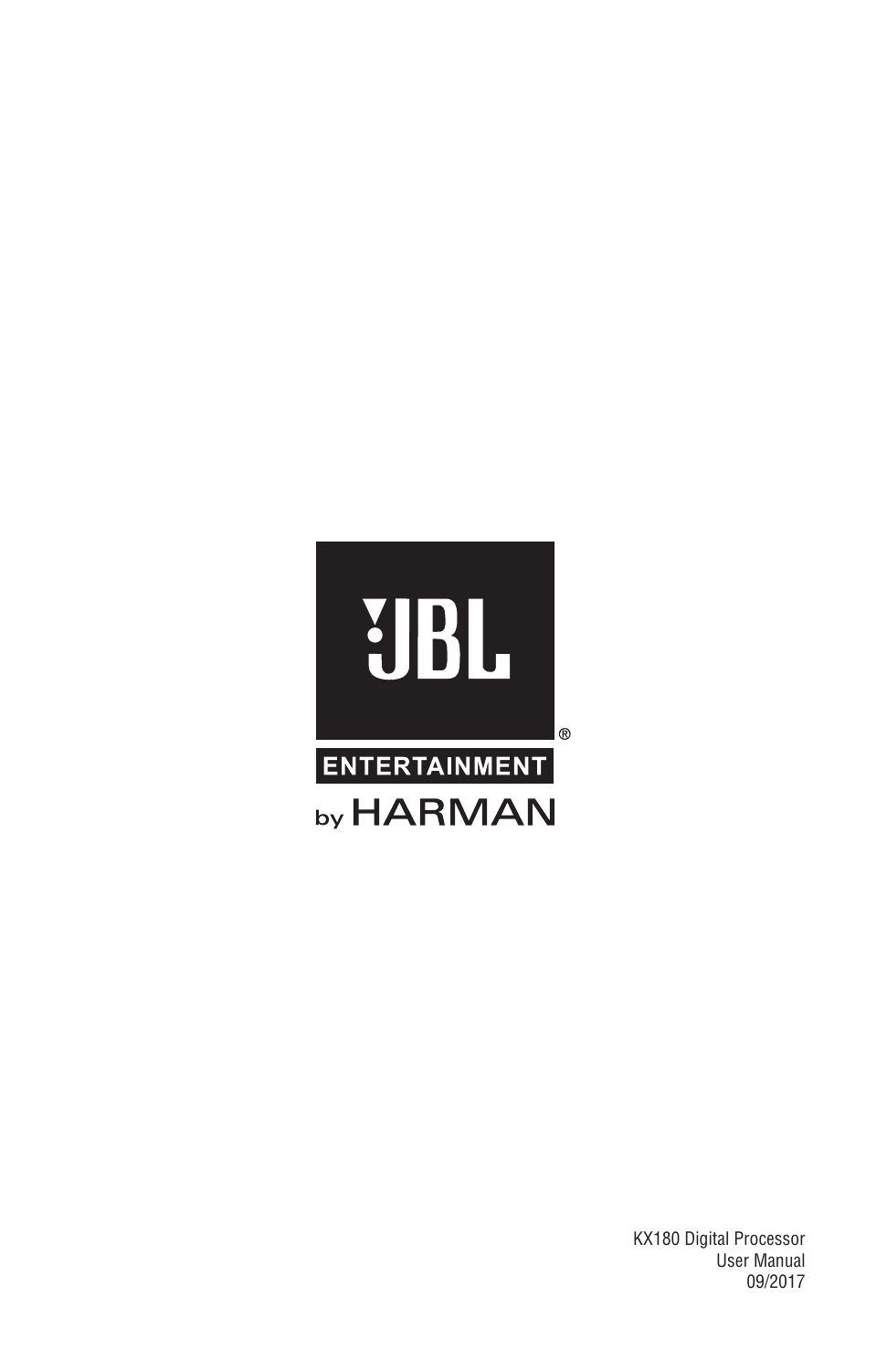JBL®

ENTERTAINMENT

by HARMAN

KX180 Digital Processor
User Manual
09/2017